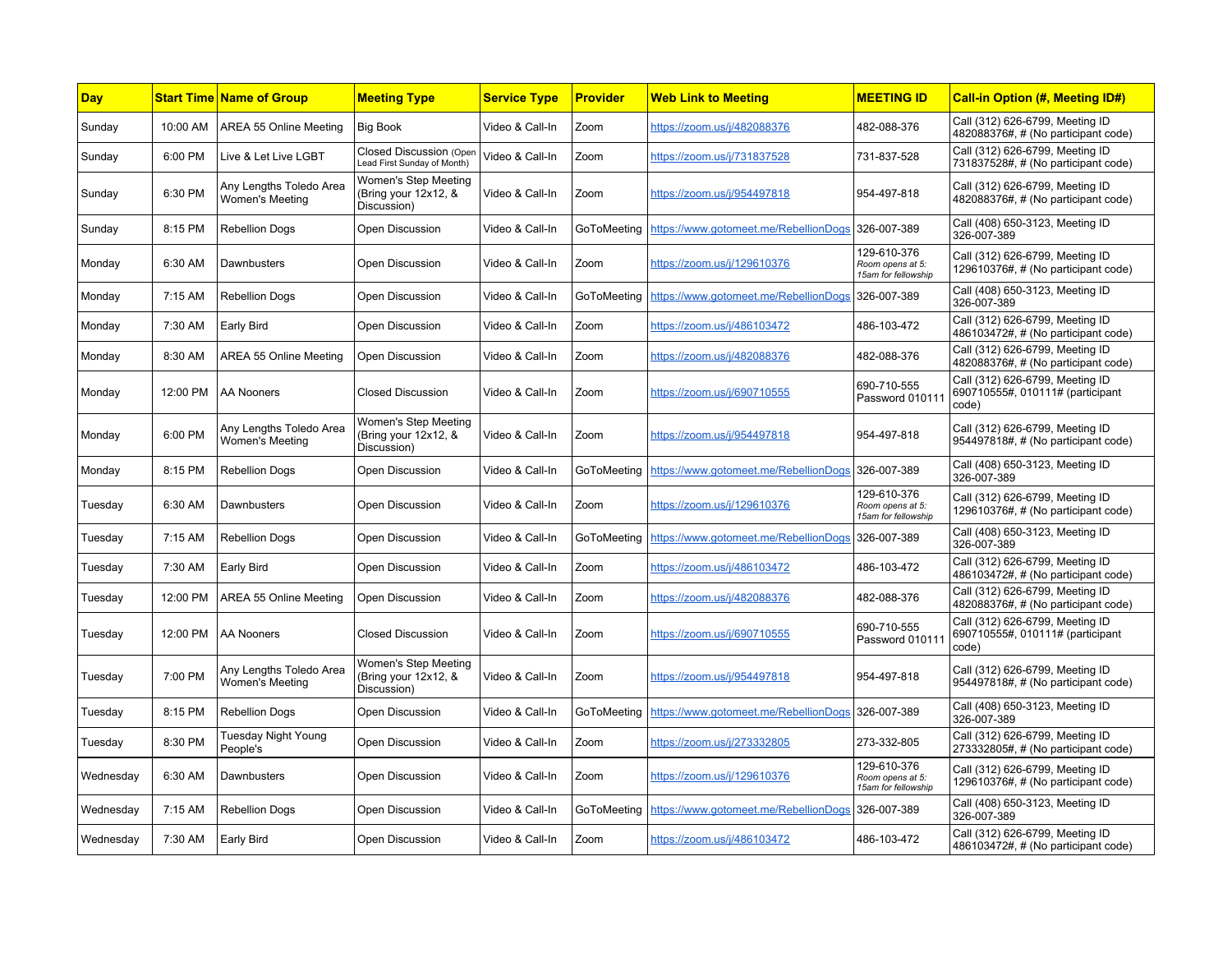| Day | Start Time | Name of Group | Meeting Type | Service Type | Provider | Web Link to Meeting | MEETING ID | Call-in Option (#, Meeting ID#) |
|---|---|---|---|---|---|---|---|---|
| Sunday | 10:00 AM | AREA 55 Online Meeting | Big Book | Video & Call-In | Zoom | https://zoom.us/j/482088376 | 482-088-376 | Call (312) 626-6799, Meeting ID 482088376#, # (No participant code) |
| Sunday | 6:00 PM | Live & Let Live LGBT | Closed Discussion (Open Lead First Sunday of Month) | Video & Call-In | Zoom | https://zoom.us/j/731837528 | 731-837-528 | Call (312) 626-6799, Meeting ID 731837528#, # (No participant code) |
| Sunday | 6:30 PM | Any Lengths Toledo Area Women's Meeting | Women's Step Meeting (Bring your 12x12, & Discussion) | Video & Call-In | Zoom | https://zoom.us/j/954497818 | 954-497-818 | Call (312) 626-6799, Meeting ID 482088376#, # (No participant code) |
| Sunday | 8:15 PM | Rebellion Dogs | Open Discussion | Video & Call-In | GoToMeeting | https://www.gotomeet.me/RebellionDogs | 326-007-389 | Call (408) 650-3123, Meeting ID 326-007-389 |
| Monday | 6:30 AM | Dawnbusters | Open Discussion | Video & Call-In | Zoom | https://zoom.us/j/129610376 | 129-610-376 *Room opens at 5:15am for fellowship* | Call (312) 626-6799, Meeting ID 129610376#, # (No participant code) |
| Monday | 7:15 AM | Rebellion Dogs | Open Discussion | Video & Call-In | GoToMeeting | https://www.gotomeet.me/RebellionDogs | 326-007-389 | Call (408) 650-3123, Meeting ID 326-007-389 |
| Monday | 7:30 AM | Early Bird | Open Discussion | Video & Call-In | Zoom | https://zoom.us/j/486103472 | 486-103-472 | Call (312) 626-6799, Meeting ID 486103472#, # (No participant code) |
| Monday | 8:30 AM | AREA 55 Online Meeting | Open Discussion | Video & Call-In | Zoom | https://zoom.us/j/482088376 | 482-088-376 | Call (312) 626-6799, Meeting ID 482088376#, # (No participant code) |
| Monday | 12:00 PM | AA Nooners | Closed Discussion | Video & Call-In | Zoom | https://zoom.us/j/690710555 | 690-710-555 Password 010111 | Call (312) 626-6799, Meeting ID 690710555#, 010111# (participant code) |
| Monday | 6:00 PM | Any Lengths Toledo Area Women's Meeting | Women's Step Meeting (Bring your 12x12, & Discussion) | Video & Call-In | Zoom | https://zoom.us/j/954497818 | 954-497-818 | Call (312) 626-6799, Meeting ID 954497818#, # (No participant code) |
| Monday | 8:15 PM | Rebellion Dogs | Open Discussion | Video & Call-In | GoToMeeting | https://www.gotomeet.me/RebellionDogs | 326-007-389 | Call (408) 650-3123, Meeting ID 326-007-389 |
| Tuesday | 6:30 AM | Dawnbusters | Open Discussion | Video & Call-In | Zoom | https://zoom.us/j/129610376 | 129-610-376 *Room opens at 5:15am for fellowship* | Call (312) 626-6799, Meeting ID 129610376#, # (No participant code) |
| Tuesday | 7:15 AM | Rebellion Dogs | Open Discussion | Video & Call-In | GoToMeeting | https://www.gotomeet.me/RebellionDogs | 326-007-389 | Call (408) 650-3123, Meeting ID 326-007-389 |
| Tuesday | 7:30 AM | Early Bird | Open Discussion | Video & Call-In | Zoom | https://zoom.us/j/486103472 | 486-103-472 | Call (312) 626-6799, Meeting ID 486103472#, # (No participant code) |
| Tuesday | 12:00 PM | AREA 55 Online Meeting | Open Discussion | Video & Call-In | Zoom | https://zoom.us/j/482088376 | 482-088-376 | Call (312) 626-6799, Meeting ID 482088376#, # (No participant code) |
| Tuesday | 12:00 PM | AA Nooners | Closed Discussion | Video & Call-In | Zoom | https://zoom.us/j/690710555 | 690-710-555 Password 010111 | Call (312) 626-6799, Meeting ID 690710555#, 010111# (participant code) |
| Tuesday | 7:00 PM | Any Lengths Toledo Area Women's Meeting | Women's Step Meeting (Bring your 12x12, & Discussion) | Video & Call-In | Zoom | https://zoom.us/j/954497818 | 954-497-818 | Call (312) 626-6799, Meeting ID 954497818#, # (No participant code) |
| Tuesday | 8:15 PM | Rebellion Dogs | Open Discussion | Video & Call-In | GoToMeeting | https://www.gotomeet.me/RebellionDogs | 326-007-389 | Call (408) 650-3123, Meeting ID 326-007-389 |
| Tuesday | 8:30 PM | Tuesday Night Young People's | Open Discussion | Video & Call-In | Zoom | https://zoom.us/j/273332805 | 273-332-805 | Call (312) 626-6799, Meeting ID 273332805#, # (No participant code) |
| Wednesday | 6:30 AM | Dawnbusters | Open Discussion | Video & Call-In | Zoom | https://zoom.us/j/129610376 | 129-610-376 *Room opens at 5:15am for fellowship* | Call (312) 626-6799, Meeting ID 129610376#, # (No participant code) |
| Wednesday | 7:15 AM | Rebellion Dogs | Open Discussion | Video & Call-In | GoToMeeting | https://www.gotomeet.me/RebellionDogs | 326-007-389 | Call (408) 650-3123, Meeting ID 326-007-389 |
| Wednesday | 7:30 AM | Early Bird | Open Discussion | Video & Call-In | Zoom | https://zoom.us/j/486103472 | 486-103-472 | Call (312) 626-6799, Meeting ID 486103472#, # (No participant code) |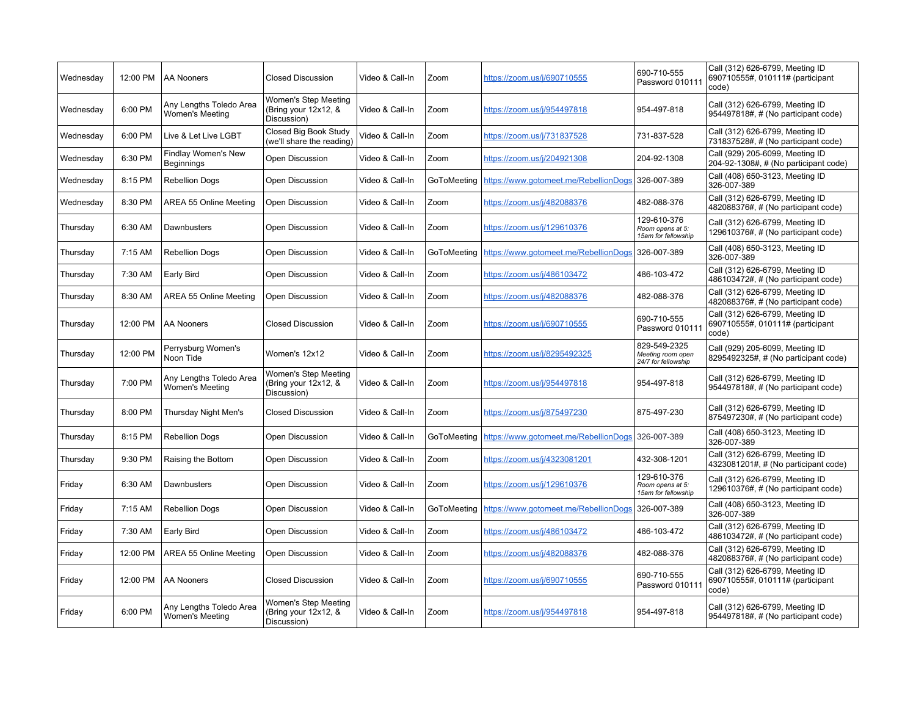| Wednesday | 12:00 PM | AA Nooners | Closed Discussion | Video & Call-In | Zoom | https://zoom.us/j/690710555 | 690-710-555 Password 010111 | Call (312) 626-6799, Meeting ID 690710555#, 010111# (participant code) |
|---|---|---|---|---|---|---|---|---|
| Wednesday | 6:00 PM | Any Lengths Toledo Area Women's Meeting | Women's Step Meeting (Bring your 12x12, & Discussion) | Video & Call-In | Zoom | https://zoom.us/j/954497818 | 954-497-818 | Call (312) 626-6799, Meeting ID 954497818#, # (No participant code) |
| Wednesday | 6:00 PM | Live & Let Live LGBT | Closed Big Book Study (we'll share the reading) | Video & Call-In | Zoom | https://zoom.us/j/731837528 | 731-837-528 | Call (312) 626-6799, Meeting ID 731837528#, # (No participant code) |
| Wednesday | 6:30 PM | Findlay Women's New Beginnings | Open Discussion | Video & Call-In | Zoom | https://zoom.us/j/204921308 | 204-92-1308 | Call (929) 205-6099, Meeting ID 204-92-1308#, # (No participant code) |
| Wednesday | 8:15 PM | Rebellion Dogs | Open Discussion | Video & Call-In | GoToMeeting | https://www.gotomeet.me/RebellionDogs | 326-007-389 | Call (408) 650-3123, Meeting ID 326-007-389 |
| Wednesday | 8:30 PM | AREA 55 Online Meeting | Open Discussion | Video & Call-In | Zoom | https://zoom.us/j/482088376 | 482-088-376 | Call (312) 626-6799, Meeting ID 482088376#, # (No participant code) |
| Thursday | 6:30 AM | Dawnbusters | Open Discussion | Video & Call-In | Zoom | https://zoom.us/j/129610376 | 129-610-376 *Room opens at 5:15am for fellowship* | Call (312) 626-6799, Meeting ID 129610376#, # (No participant code) |
| Thursday | 7:15 AM | Rebellion Dogs | Open Discussion | Video & Call-In | GoToMeeting | https://www.gotomeet.me/RebellionDogs | 326-007-389 | Call (408) 650-3123, Meeting ID 326-007-389 |
| Thursday | 7:30 AM | Early Bird | Open Discussion | Video & Call-In | Zoom | https://zoom.us/j/486103472 | 486-103-472 | Call (312) 626-6799, Meeting ID 486103472#, # (No participant code) |
| Thursday | 8:30 AM | AREA 55 Online Meeting | Open Discussion | Video & Call-In | Zoom | https://zoom.us/j/482088376 | 482-088-376 | Call (312) 626-6799, Meeting ID 482088376#, # (No participant code) |
| Thursday | 12:00 PM | AA Nooners | Closed Discussion | Video & Call-In | Zoom | https://zoom.us/j/690710555 | 690-710-555 Password 010111 | Call (312) 626-6799, Meeting ID 690710555#, 010111# (participant code) |
| Thursday | 12:00 PM | Perrysburg Women's Noon Tide | Women's 12x12 | Video & Call-In | Zoom | https://zoom.us/j/8295492325 | 829-549-2325 *Meeting room open 24/7 for fellowship* | Call (929) 205-6099, Meeting ID 8295492325#, # (No participant code) |
| Thursday | 7:00 PM | Any Lengths Toledo Area Women's Meeting | Women's Step Meeting (Bring your 12x12, & Discussion) | Video & Call-In | Zoom | https://zoom.us/j/954497818 | 954-497-818 | Call (312) 626-6799, Meeting ID 954497818#, # (No participant code) |
| Thursday | 8:00 PM | Thursday Night Men's | Closed Discussion | Video & Call-In | Zoom | https://zoom.us/j/875497230 | 875-497-230 | Call (312) 626-6799, Meeting ID 875497230#, # (No participant code) |
| Thursday | 8:15 PM | Rebellion Dogs | Open Discussion | Video & Call-In | GoToMeeting | https://www.gotomeet.me/RebellionDogs | 326-007-389 | Call (408) 650-3123, Meeting ID 326-007-389 |
| Thursday | 9:30 PM | Raising the Bottom | Open Discussion | Video & Call-In | Zoom | https://zoom.us/j/4323081201 | 432-308-1201 | Call (312) 626-6799, Meeting ID 4323081201#, # (No participant code) |
| Friday | 6:30 AM | Dawnbusters | Open Discussion | Video & Call-In | Zoom | https://zoom.us/j/129610376 | 129-610-376 *Room opens at 5:15am for fellowship* | Call (312) 626-6799, Meeting ID 129610376#, # (No participant code) |
| Friday | 7:15 AM | Rebellion Dogs | Open Discussion | Video & Call-In | GoToMeeting | https://www.gotomeet.me/RebellionDogs | 326-007-389 | Call (408) 650-3123, Meeting ID 326-007-389 |
| Friday | 7:30 AM | Early Bird | Open Discussion | Video & Call-In | Zoom | https://zoom.us/j/486103472 | 486-103-472 | Call (312) 626-6799, Meeting ID 486103472#, # (No participant code) |
| Friday | 12:00 PM | AREA 55 Online Meeting | Open Discussion | Video & Call-In | Zoom | https://zoom.us/j/482088376 | 482-088-376 | Call (312) 626-6799, Meeting ID 482088376#, # (No participant code) |
| Friday | 12:00 PM | AA Nooners | Closed Discussion | Video & Call-In | Zoom | https://zoom.us/j/690710555 | 690-710-555 Password 010111 | Call (312) 626-6799, Meeting ID 690710555#, 010111# (participant code) |
| Friday | 6:00 PM | Any Lengths Toledo Area Women's Meeting | Women's Step Meeting (Bring your 12x12, & Discussion) | Video & Call-In | Zoom | https://zoom.us/j/954497818 | 954-497-818 | Call (312) 626-6799, Meeting ID 954497818#, # (No participant code) |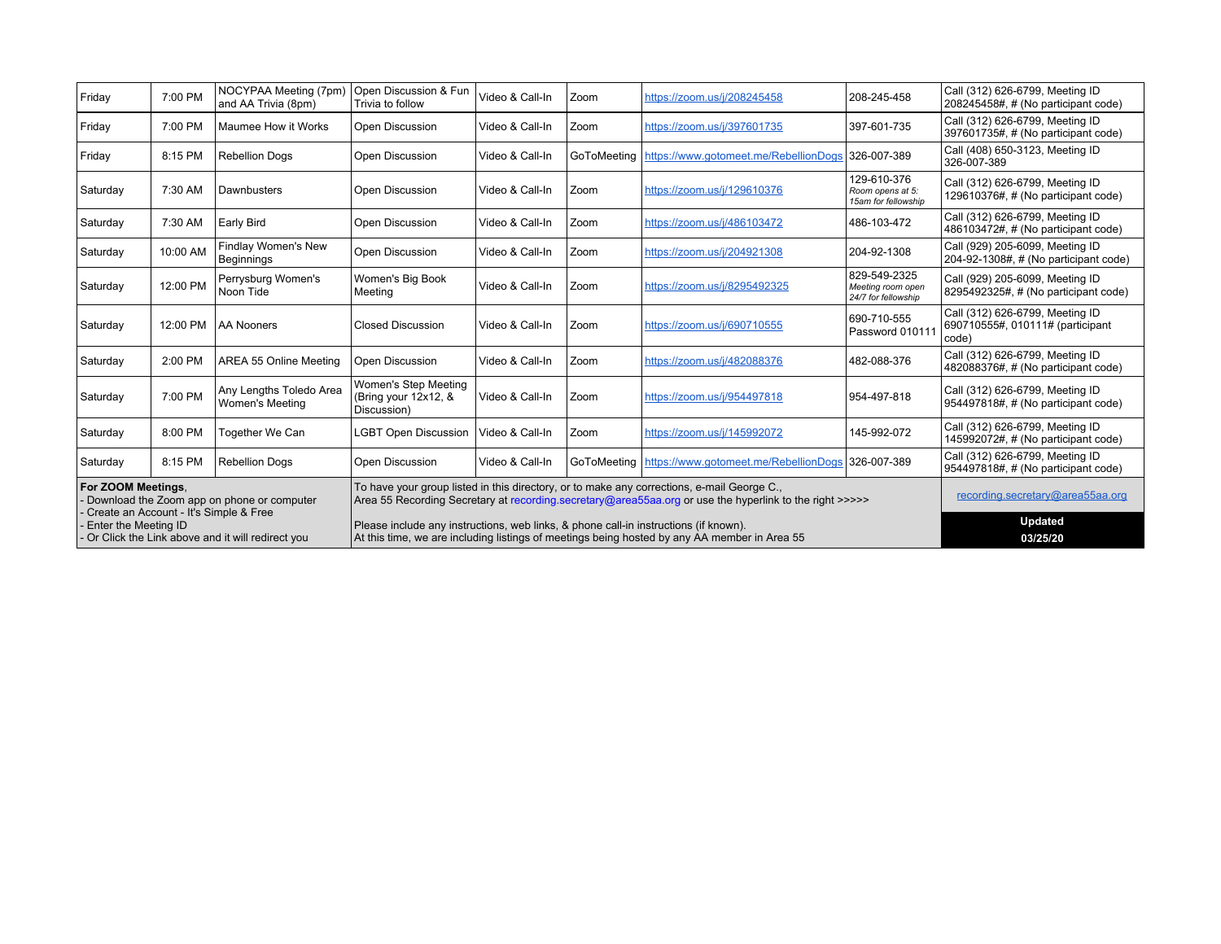| | | | | | | | | |
|---|---|---|---|---|---|---|---|---|
| Friday | 7:00 PM | NOCYPAA Meeting (7pm) and AA Trivia (8pm) | Open Discussion & Fun Trivia to follow | Video & Call-In | Zoom | https://zoom.us/j/208245458 | 208-245-458 | Call (312) 626-6799, Meeting ID 208245458#, # (No participant code) |
| Friday | 7:00 PM | Maumee How it Works | Open Discussion | Video & Call-In | Zoom | https://zoom.us/j/397601735 | 397-601-735 | Call (312) 626-6799, Meeting ID 397601735#, # (No participant code) |
| Friday | 8:15 PM | Rebellion Dogs | Open Discussion | Video & Call-In | GoToMeeting | https://www.gotomeet.me/RebellionDogs | 326-007-389 | Call (408) 650-3123, Meeting ID 326-007-389 |
| Saturday | 7:30 AM | Dawnbusters | Open Discussion | Video & Call-In | Zoom | https://zoom.us/j/129610376 | 129-610-376 *Room opens at 5:15am for fellowship* | Call (312) 626-6799, Meeting ID 129610376#, # (No participant code) |
| Saturday | 7:30 AM | Early Bird | Open Discussion | Video & Call-In | Zoom | https://zoom.us/j/486103472 | 486-103-472 | Call (312) 626-6799, Meeting ID 486103472#, # (No participant code) |
| Saturday | 10:00 AM | Findlay Women's New Beginnings | Open Discussion | Video & Call-In | Zoom | https://zoom.us/j/204921308 | 204-92-1308 | Call (929) 205-6099, Meeting ID 204-92-1308#, # (No participant code) |
| Saturday | 12:00 PM | Perrysburg Women's Noon Tide | Women's Big Book Meeting | Video & Call-In | Zoom | https://zoom.us/j/8295492325 | 829-549-2325 *Meeting room open 24/7 for fellowship* | Call (929) 205-6099, Meeting ID 8295492325#, # (No participant code) |
| Saturday | 12:00 PM | AA Nooners | Closed Discussion | Video & Call-In | Zoom | https://zoom.us/j/690710555 | 690-710-555 Password 010111 | Call (312) 626-6799, Meeting ID 690710555#, 010111# (participant code) |
| Saturday | 2:00 PM | AREA 55 Online Meeting | Open Discussion | Video & Call-In | Zoom | https://zoom.us/j/482088376 | 482-088-376 | Call (312) 626-6799, Meeting ID 482088376#, # (No participant code) |
| Saturday | 7:00 PM | Any Lengths Toledo Area Women's Meeting | Women's Step Meeting (Bring your 12x12, & Discussion) | Video & Call-In | Zoom | https://zoom.us/j/954497818 | 954-497-818 | Call (312) 626-6799, Meeting ID 954497818#, # (No participant code) |
| Saturday | 8:00 PM | Together We Can | LGBT Open Discussion | Video & Call-In | Zoom | https://zoom.us/j/145992072 | 145-992-072 | Call (312) 626-6799, Meeting ID 145992072#, # (No participant code) |
| Saturday | 8:15 PM | Rebellion Dogs | Open Discussion | Video & Call-In | GoToMeeting | https://www.gotomeet.me/RebellionDogs | 326-007-389 | Call (312) 626-6799, Meeting ID 954497818#, # (No participant code) |

**For ZOOM Meetings**,
- Download the Zoom app on phone or computer
- Create an Account - It's Simple & Free
- Enter the Meeting ID
- Or Click the Link above and it will redirect you

To have your group listed in this directory, or to make any corrections, e-mail George C., Area 55 Recording Secretary at recording.secretary@area55aa.org or use the hyperlink to the right >>>>>

Please include any instructions, web links, & phone call-in instructions (if known).
At this time, we are including listings of meetings being hosted by any AA member in Area 55

recording.secretary@area55aa.org

**Updated**
**03/25/20**